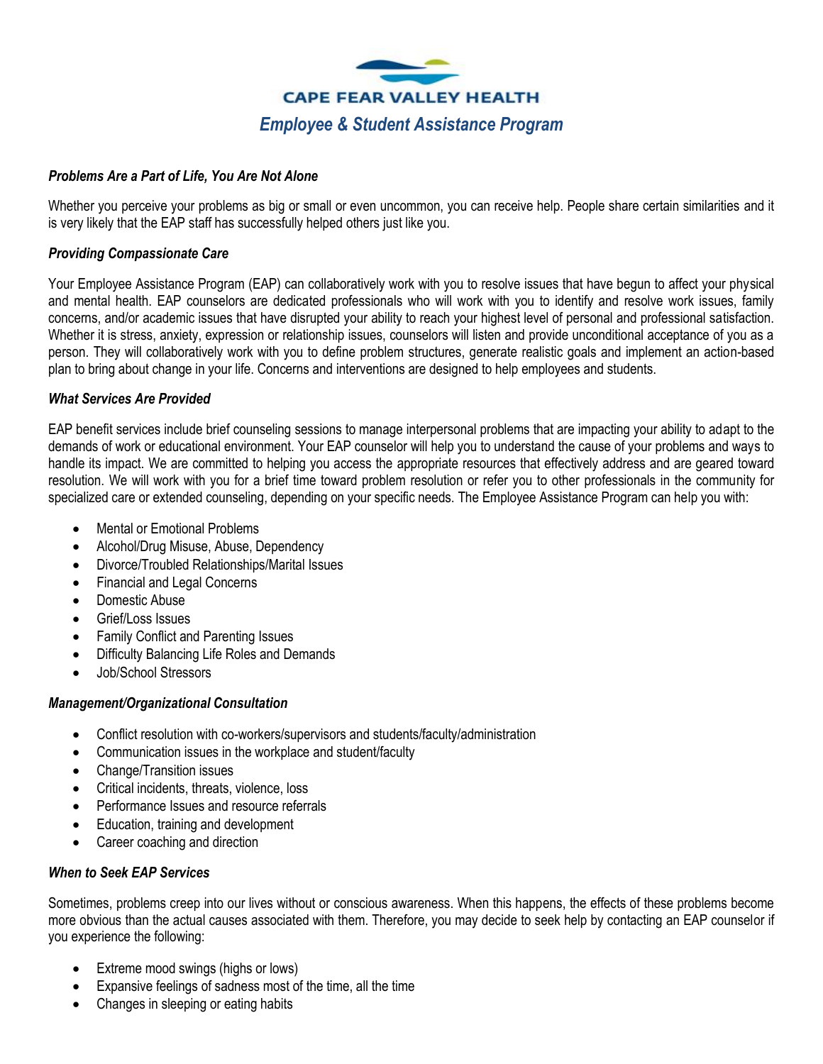# CAPE FEAR VALLEY HEALTH

## *Employee & Student Assistance Program*

### *Problems Are a Part of Life, You Are Not Alone*

Whether you perceive your problems as big or small or even uncommon, you can receive help. People share certain similarities and it is very likely that the EAP staff has successfully helped others just like you.

### *Providing Compassionate Care*

Your Employee Assistance Program (EAP) can collaboratively work with you to resolve issues that have begun to affect your physical and mental health. EAP counselors are dedicated professionals who will work with you to identify and resolve work issues, family concerns, and/or academic issues that have disrupted your ability to reach your highest level of personal and professional satisfaction. Whether it is stress, anxiety, expression or relationship issues, counselors will listen and provide unconditional acceptance of you as a person. They will collaboratively work with you to define problem structures, generate realistic goals and implement an action-based plan to bring about change in your life. Concerns and interventions are designed to help employees and students.

### *What Services Are Provided*

EAP benefit services include brief counseling sessions to manage interpersonal problems that are impacting your ability to adapt to the demands of work or educational environment. Your EAP counselor will help you to understand the cause of your problems and ways to handle its impact. We are committed to helping you access the appropriate resources that effectively address and are geared toward resolution. We will work with you for a brief time toward problem resolution or refer you to other professionals in the community for specialized care or extended counseling, depending on your specific needs. The Employee Assistance Program can help you with:

- Mental or Emotional Problems
- Alcohol/Drug Misuse, Abuse, Dependency
- Divorce/Troubled Relationships/Marital Issues
- Financial and Legal Concerns
- Domestic Abuse
- Grief/Loss Issues
- Family Conflict and Parenting Issues
- Difficulty Balancing Life Roles and Demands
- Job/School Stressors

### *Management/Organizational Consultation*

- Conflict resolution with co-workers/supervisors and students/faculty/administration
- Communication issues in the workplace and student/faculty
- Change/Transition issues
- Critical incidents, threats, violence, loss
- Performance Issues and resource referrals
- Education, training and development
- Career coaching and direction

### *When to Seek EAP Services*

Sometimes, problems creep into our lives without or conscious awareness. When this happens, the effects of these problems become more obvious than the actual causes associated with them. Therefore, you may decide to seek help by contacting an EAP counselor if you experience the following:

- Extreme mood swings (highs or lows)
- Expansive feelings of sadness most of the time, all the time
- Changes in sleeping or eating habits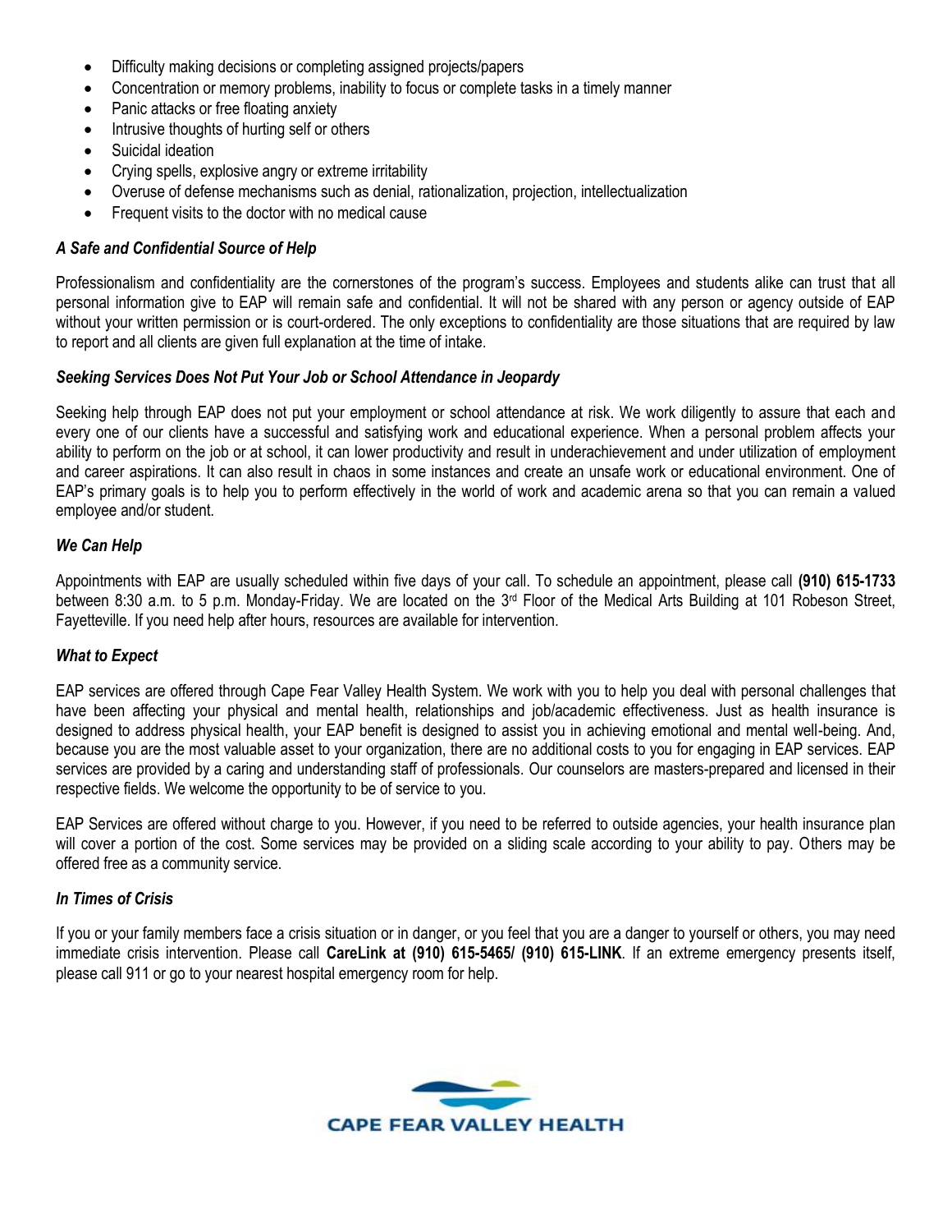- Difficulty making decisions or completing assigned projects/papers
- Concentration or memory problems, inability to focus or complete tasks in a timely manner
- Panic attacks or free floating anxiety
- Intrusive thoughts of hurting self or others
- Suicidal ideation
- Crying spells, explosive angry or extreme irritability
- Overuse of defense mechanisms such as denial, rationalization, projection, intellectualization
- Frequent visits to the doctor with no medical cause

### *A Safe and Confidential Source of Help*

Professionalism and confidentiality are the cornerstones of the program's success. Employees and students alike can trust that all personal information give to EAP will remain safe and confidential. It will not be shared with any person or agency outside of EAP without your written permission or is court-ordered. The only exceptions to confidentiality are those situations that are required by law to report and all clients are given full explanation at the time of intake.

### *Seeking Services Does Not Put Your Job or School Attendance in Jeopardy*

Seeking help through EAP does not put your employment or school attendance at risk. We work diligently to assure that each and every one of our clients have a successful and satisfying work and educational experience. When a personal problem affects your ability to perform on the job or at school, it can lower productivity and result in underachievement and under utilization of employment and career aspirations. It can also result in chaos in some instances and create an unsafe work or educational environment. One of EAP's primary goals is to help you to perform effectively in the world of work and academic arena so that you can remain a valued employee and/or student.

### *We Can Help*

Appointments with EAP are usually scheduled within five days of your call. To schedule an appointment, please call **(910) 615-1733** between 8:30 a.m. to 5 p.m. Monday-Friday. We are located on the 3rd Floor of the Medical Arts Building at 101 Robeson Street, Fayetteville. If you need help after hours, resources are available for intervention.

### *What to Expect*

EAP services are offered through Cape Fear Valley Health System. We work with you to help you deal with personal challenges that have been affecting your physical and mental health, relationships and job/academic effectiveness. Just as health insurance is designed to address physical health, your EAP benefit is designed to assist you in achieving emotional and mental well-being. And, because you are the most valuable asset to your organization, there are no additional costs to you for engaging in EAP services. EAP services are provided by a caring and understanding staff of professionals. Our counselors are masters-prepared and licensed in their respective fields. We welcome the opportunity to be of service to you.

EAP Services are offered without charge to you. However, if you need to be referred to outside agencies, your health insurance plan will cover a portion of the cost. Some services may be provided on a sliding scale according to your ability to pay. Others may be offered free as a community service.

### *In Times of Crisis*

If you or your family members face a crisis situation or in danger, or you feel that you are a danger to yourself or others, you may need immediate crisis intervention. Please call **CareLink at (910) 615-5465/ (910) 615-LINK**. If an extreme emergency presents itself, please call 911 or go to your nearest hospital emergency room for help.

CAPE FEAR VALLEY HEALTH